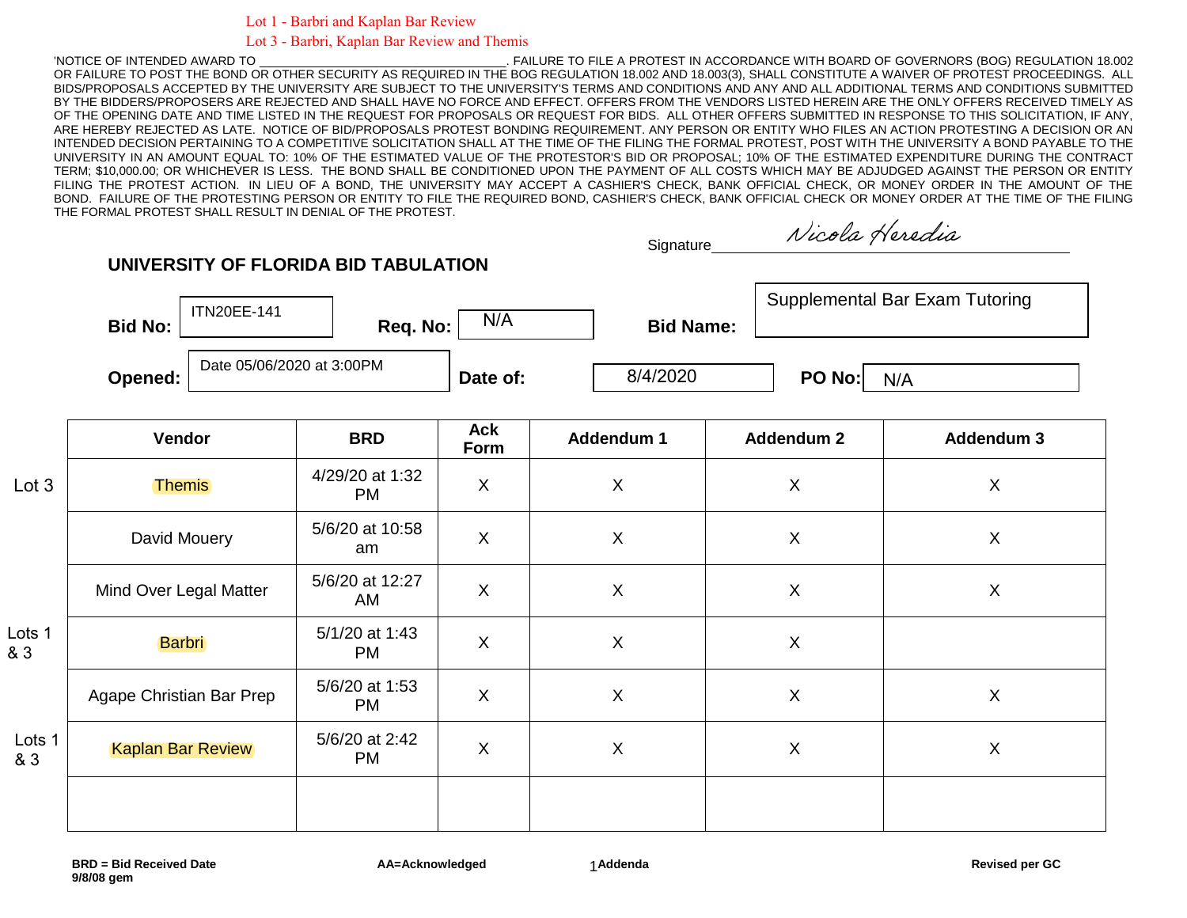Lot 1 - Barbri and Kaplan Bar Review

Lot 3 - Barbri, Kaplan Bar Review and Themis

'NOTICE OF INTENDED AWARD TO ________________________________. FAILURE TO FILE A PROTEST IN ACCORDANCE WITH BOARD OF GOVERNORS (BOG) REGULATION 18.002 OR FAILURE TO POST THE BOND OR OTHER SECURITY AS REQUIRED IN THE BOG REGULATION 18.002 AND 18.003(3), SHALL CONSTITUTE A WAIVER OF PROTEST PROCEEDINGS. ALL BIDS/PROPOSALS ACCEPTED BY THE UNIVERSITY ARE SUBJECT TO THE UNIVERSITY'S TERMS AND CONDITIONS AND ANY AND ALL ADDITIONAL TERMS AND CONDITIONS SUBMITTED BY THE BIDDERS/PROPOSERS ARE REJECTED AND SHALL HAVE NO FORCE AND EFFECT. OFFERS FROM THE VENDORS LISTED HEREIN ARE THE ONLY OFFERS RECEIVED TIMELY AS OF THE OPENING DATE AND TIME LISTED IN THE REQUEST FOR PROPOSALS OR REQUEST FOR BIDS. ALL OTHER OFFERS SUBMITTED IN RESPONSE TO THIS SOLICITATION, IF ANY, ARE HEREBY REJECTED AS LATE. NOTICE OF BID/PROPOSALS PROTEST BONDING REQUIREMENT. ANY PERSON OR ENTITY WHO FILES AN ACTION PROTESTING A DECISION OR AN INTENDED DECISION PERTAINING TO A COMPETITIVE SOLICITATION SHALL AT THE TIME OF THE FILING THE FORMAL PROTEST, POST WITH THE UNIVERSITY A BOND PAYABLE TO THE UNIVERSITY IN AN AMOUNT EQUAL TO: 10% OF THE ESTIMATED VALUE OF THE PROTESTOR'S BID OR PROPOSAL; 10% OF THE ESTIMATED EXPENDITURE DURING THE CONTRACT TERM; $10,000.00; OR WHICHEVER IS LESS. THE BOND SHALL BE CONDITIONED UPON THE PAYMENT OF ALL COSTS WHICH MAY BE ADJUDGED AGAINST THE PERSON OR ENTITY FILING THE PROTEST ACTION. IN LIEU OF A BOND, THE UNIVERSITY MAY ACCEPT A CASHIER'S CHECK, BANK OFFICIAL CHECK, OR MONEY ORDER IN THE AMOUNT OF THE BOND. FAILURE OF THE PROTESTING PERSON OR ENTITY TO FILE THE REQUIRED BOND, CASHIER'S CHECK, BANK OFFICIAL CHECK OR MONEY ORDER AT THE TIME OF THE FILING THE FORMAL PROTEST SHALL RESULT IN DENIAL OF THE PROTEST.

Signature *Nicola Heredia*

## UNIVERSITY OF FLORIDA BID TABULATION

**Bid No:** ITN20EE-141 **Req. No:** N/A **Bid Name:** Supplemental Bar Exam Tutoring

**Opened:** Date 05/06/2020 at 3:00PM **Date of:** 8/4/2020 **PO No:** N/A

| | Vendor | BRD | Ack Form | Addendum 1 | Addendum 2 | Addendum 3 |
|---|---|---|---|---|---|---|
| Lot 3 | Themis | 4/29/20 at 1:32 PM | X | X | X | X |
| | David Mouery | 5/6/20 at 10:58 am | X | X | X | X |
| | Mind Over Legal Matter | 5/6/20 at 12:27 AM | X | X | X | X |
| Lots 1 & 3 | Barbri | 5/1/20 at 1:43 PM | X | X | X | |
| | Agape Christian Bar Prep | 5/6/20 at 1:53 PM | X | X | X | X |
| Lots 1 & 3 | Kaplan Bar Review | 5/6/20 at 2:42 PM | X | X | X | X |
| | | | | | | |

**BRD = Bid Received Date** **AA=Acknowledged** 1**Addenda** **Revised per GC**

**9/8/08 gem**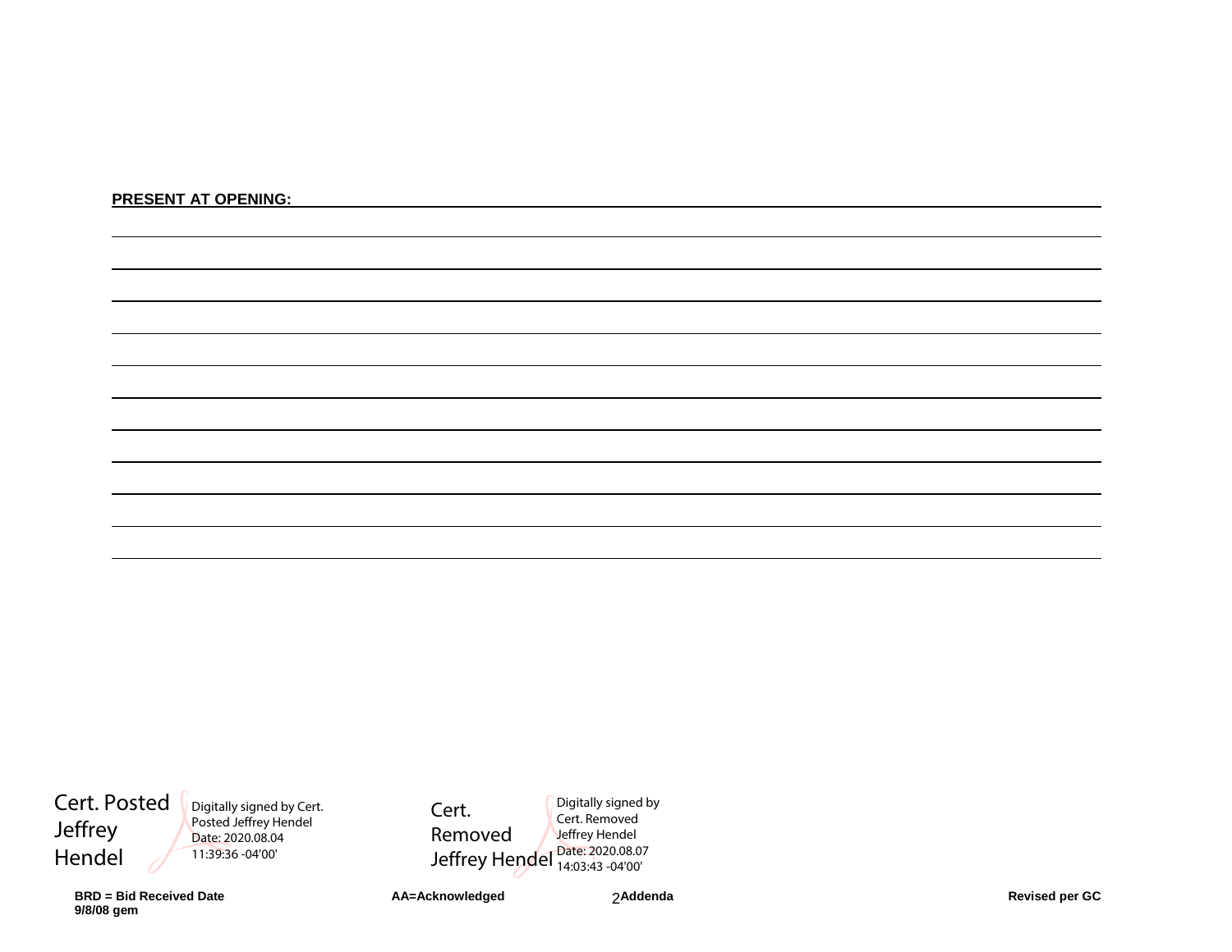**PRESENT AT OPENING:**

Cert. Posted Jeffrey Hendel

Digitally signed by Cert. Posted Jeffrey Hendel
Date: 2020.08.04 11:39:36 -04'00'

Cert. Removed Jeffrey Hendel

Digitally signed by Cert. Removed Jeffrey Hendel
Date: 2020.08.07 14:03:43 -04'00'

**BRD = Bid Received Date**
**9/8/08 gem**

**AA=Acknowledged**

2**Addenda**

**Revised per GC**